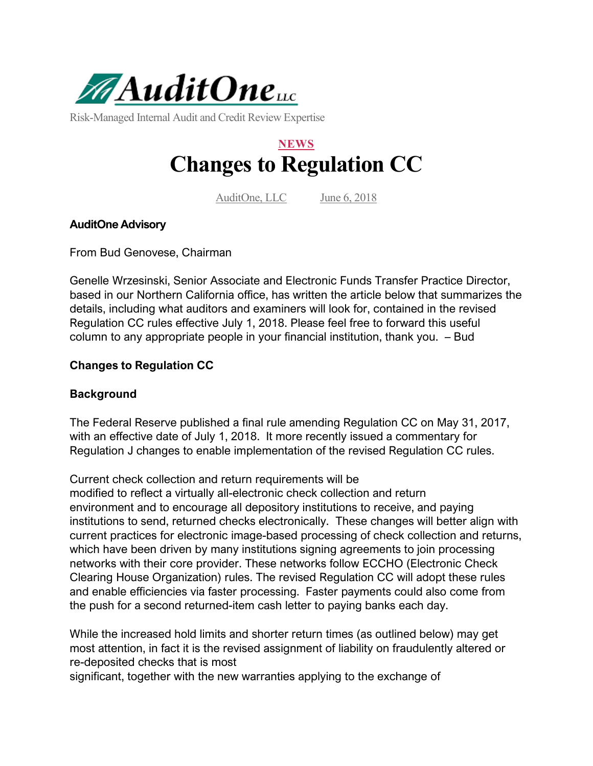AuditOne LLC

Risk-Managed Internal Audit and Credit Review Expertise

NEWS

# Changes to Regulation CC

AuditOne, LLC June 6, 2018

**AuditOne Advisory**

From Bud Genovese, Chairman

Genelle Wrzesinski, Senior Associate and Electronic Funds Transfer Practice Director, based in our Northern California office, has written the article below that summarizes the details, including what auditors and examiners will look for, contained in the revised Regulation CC rules effective July 1, 2018. Please feel free to forward this useful column to any appropriate people in your financial institution, thank you. – Bud

**Changes to Regulation CC**

**Background**

The Federal Reserve published a final rule amending Regulation CC on May 31, 2017, with an effective date of July 1, 2018. It more recently issued a commentary for Regulation J changes to enable implementation of the revised Regulation CC rules.

Current check collection and return requirements will be modified to reflect a virtually all-electronic check collection and return environment and to encourage all depository institutions to receive, and paying institutions to send, returned checks electronically. These changes will better align with current practices for electronic image-based processing of check collection and returns, which have been driven by many institutions signing agreements to join processing networks with their core provider. These networks follow ECCHO (Electronic Check Clearing House Organization) rules. The revised Regulation CC will adopt these rules and enable efficiencies via faster processing. Faster payments could also come from the push for a second returned-item cash letter to paying banks each day.

While the increased hold limits and shorter return times (as outlined below) may get most attention, in fact it is the revised assignment of liability on fraudulently altered or re-deposited checks that is most significant, together with the new warranties applying to the exchange of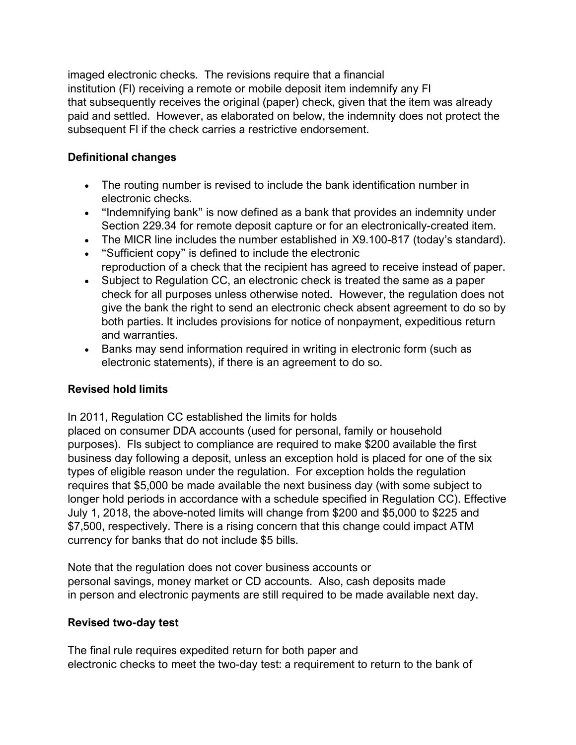imaged electronic checks. The revisions require that a financial institution (FI) receiving a remote or mobile deposit item indemnify any FI that subsequently receives the original (paper) check, given that the item was already paid and settled. However, as elaborated on below, the indemnity does not protect the subsequent FI if the check carries a restrictive endorsement.

**Definitional changes**

- The routing number is revised to include the bank identification number in electronic checks.
- "Indemnifying bank" is now defined as a bank that provides an indemnity under Section 229.34 for remote deposit capture or for an electronically-created item.
- The MICR line includes the number established in X9.100-817 (today's standard).
- "Sufficient copy" is defined to include the electronic reproduction of a check that the recipient has agreed to receive instead of paper.
- Subject to Regulation CC, an electronic check is treated the same as a paper check for all purposes unless otherwise noted. However, the regulation does not give the bank the right to send an electronic check absent agreement to do so by both parties. It includes provisions for notice of nonpayment, expeditious return and warranties.
- Banks may send information required in writing in electronic form (such as electronic statements), if there is an agreement to do so.

**Revised hold limits**

In 2011, Regulation CC established the limits for holds placed on consumer DDA accounts (used for personal, family or household purposes). FIs subject to compliance are required to make $200 available the first business day following a deposit, unless an exception hold is placed for one of the six types of eligible reason under the regulation. For exception holds the regulation requires that $5,000 be made available the next business day (with some subject to longer hold periods in accordance with a schedule specified in Regulation CC). Effective July 1, 2018, the above-noted limits will change from $200 and $5,000 to $225 and $7,500, respectively. There is a rising concern that this change could impact ATM currency for banks that do not include $5 bills.

Note that the regulation does not cover business accounts or personal savings, money market or CD accounts. Also, cash deposits made in person and electronic payments are still required to be made available next day.

**Revised two-day test**

The final rule requires expedited return for both paper and electronic checks to meet the two-day test: a requirement to return to the bank of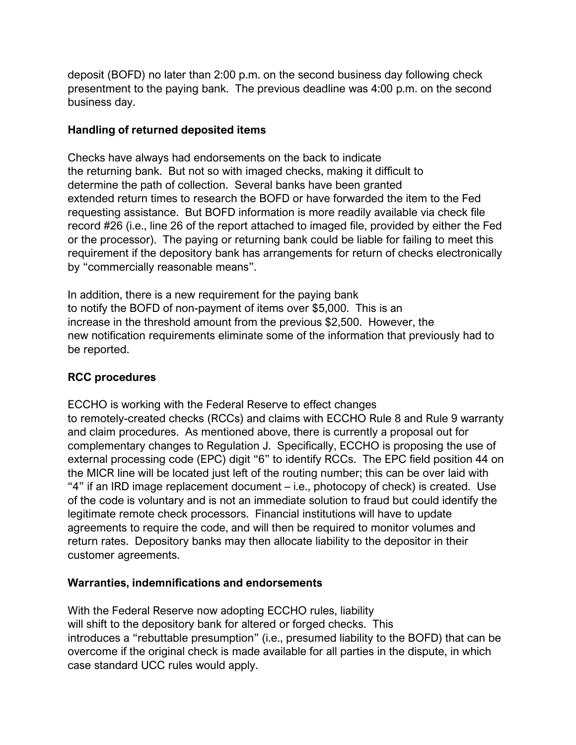deposit (BOFD) no later than 2:00 p.m. on the second business day following check presentment to the paying bank. The previous deadline was 4:00 p.m. on the second business day.

**Handling of returned deposited items**

Checks have always had endorsements on the back to indicate the returning bank. But not so with imaged checks, making it difficult to determine the path of collection. Several banks have been granted extended return times to research the BOFD or have forwarded the item to the Fed requesting assistance. But BOFD information is more readily available via check file record #26 (i.e., line 26 of the report attached to imaged file, provided by either the Fed or the processor). The paying or returning bank could be liable for failing to meet this requirement if the depository bank has arrangements for return of checks electronically by "commercially reasonable means".

In addition, there is a new requirement for the paying bank to notify the BOFD of non-payment of items over $5,000. This is an increase in the threshold amount from the previous $2,500. However, the new notification requirements eliminate some of the information that previously had to be reported.

**RCC procedures**

ECCHO is working with the Federal Reserve to effect changes to remotely-created checks (RCCs) and claims with ECCHO Rule 8 and Rule 9 warranty and claim procedures. As mentioned above, there is currently a proposal out for complementary changes to Regulation J. Specifically, ECCHO is proposing the use of external processing code (EPC) digit "6" to identify RCCs. The EPC field position 44 on the MICR line will be located just left of the routing number; this can be over laid with "4" if an IRD image replacement document – i.e., photocopy of check) is created. Use of the code is voluntary and is not an immediate solution to fraud but could identify the legitimate remote check processors. Financial institutions will have to update agreements to require the code, and will then be required to monitor volumes and return rates. Depository banks may then allocate liability to the depositor in their customer agreements.

**Warranties, indemnifications and endorsements**

With the Federal Reserve now adopting ECCHO rules, liability will shift to the depository bank for altered or forged checks. This introduces a "rebuttable presumption" (i.e., presumed liability to the BOFD) that can be overcome if the original check is made available for all parties in the dispute, in which case standard UCC rules would apply.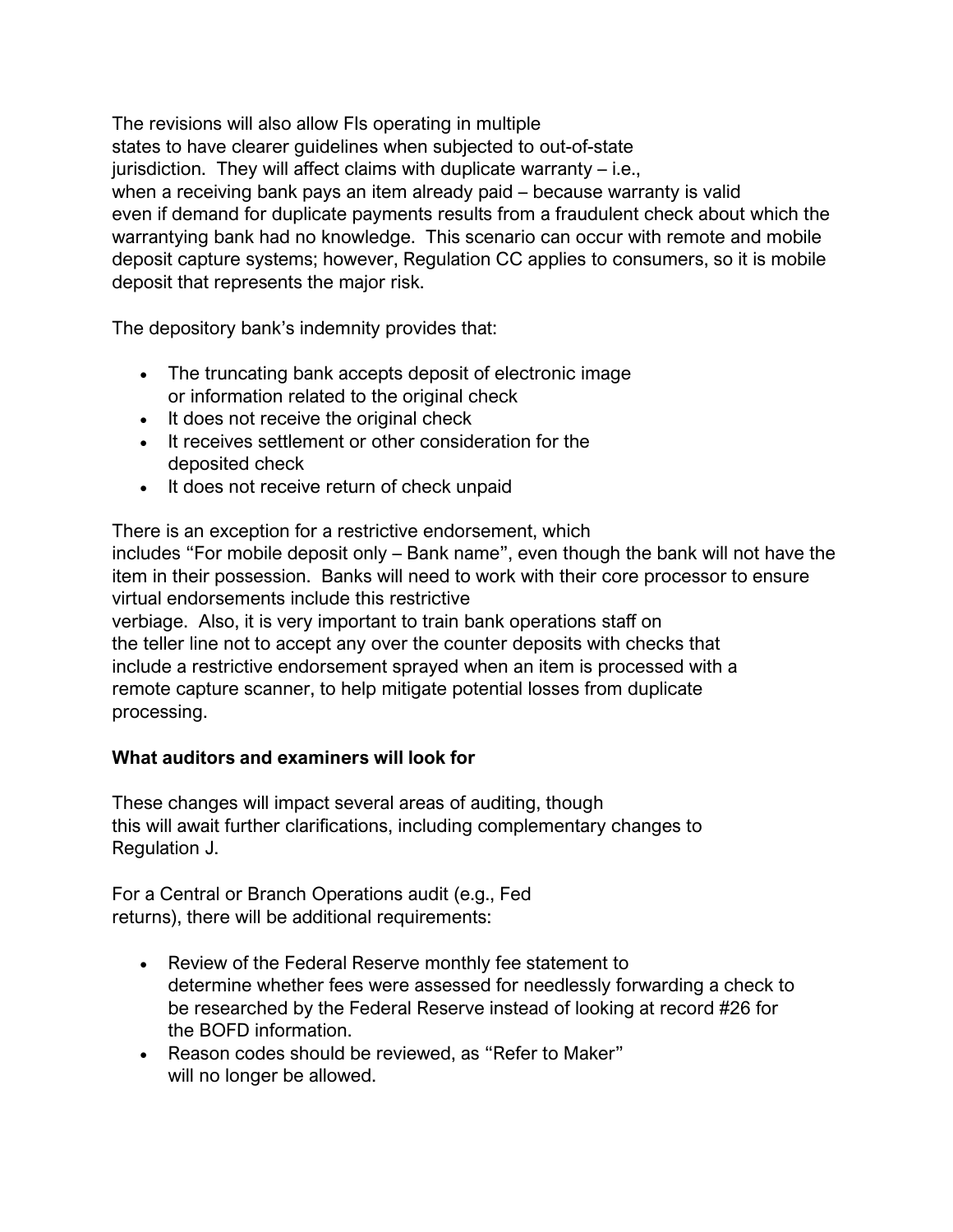The revisions will also allow FIs operating in multiple states to have clearer guidelines when subjected to out-of-state jurisdiction. They will affect claims with duplicate warranty – i.e., when a receiving bank pays an item already paid – because warranty is valid even if demand for duplicate payments results from a fraudulent check about which the warrantying bank had no knowledge. This scenario can occur with remote and mobile deposit capture systems; however, Regulation CC applies to consumers, so it is mobile deposit that represents the major risk.

The depository bank's indemnity provides that:

- The truncating bank accepts deposit of electronic image or information related to the original check
- It does not receive the original check
- It receives settlement or other consideration for the deposited check
- It does not receive return of check unpaid

There is an exception for a restrictive endorsement, which includes "For mobile deposit only – Bank name", even though the bank will not have the item in their possession. Banks will need to work with their core processor to ensure virtual endorsements include this restrictive verbiage. Also, it is very important to train bank operations staff on the teller line not to accept any over the counter deposits with checks that include a restrictive endorsement sprayed when an item is processed with a remote capture scanner, to help mitigate potential losses from duplicate processing.

**What auditors and examiners will look for**

These changes will impact several areas of auditing, though this will await further clarifications, including complementary changes to Regulation J.

For a Central or Branch Operations audit (e.g., Fed returns), there will be additional requirements:

- Review of the Federal Reserve monthly fee statement to determine whether fees were assessed for needlessly forwarding a check to be researched by the Federal Reserve instead of looking at record #26 for the BOFD information.
- Reason codes should be reviewed, as "Refer to Maker" will no longer be allowed.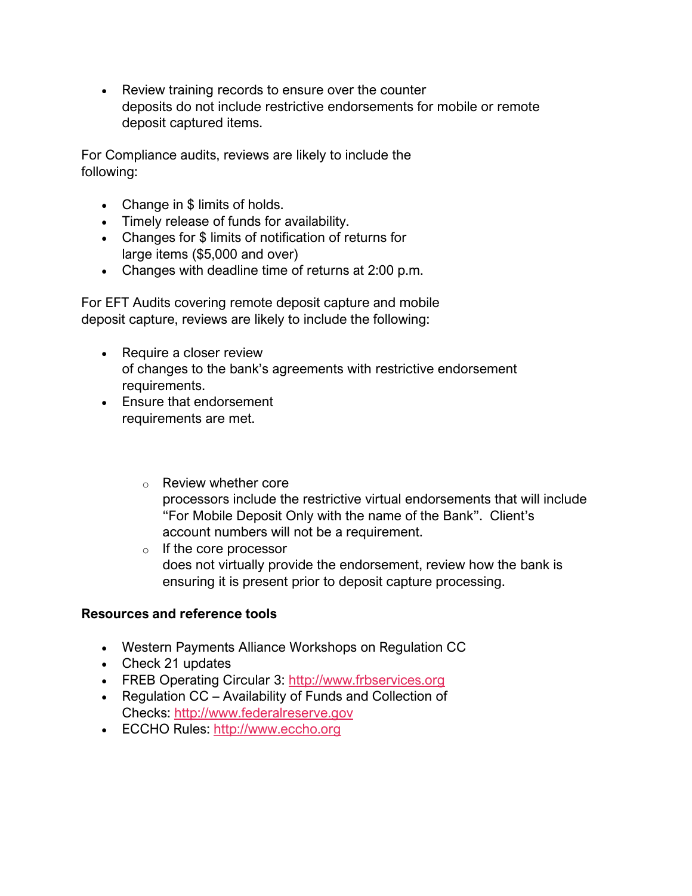- Review training records to ensure over the counter deposits do not include restrictive endorsements for mobile or remote deposit captured items.

For Compliance audits, reviews are likely to include the following:

- Change in $ limits of holds.
- Timely release of funds for availability.
- Changes for $ limits of notification of returns for large items ($5,000 and over)
- Changes with deadline time of returns at 2:00 p.m.

For EFT Audits covering remote deposit capture and mobile deposit capture, reviews are likely to include the following:

- Require a closer review of changes to the bank's agreements with restrictive endorsement requirements.
- Ensure that endorsement requirements are met.
    - Review whether core processors include the restrictive virtual endorsements that will include "For Mobile Deposit Only with the name of the Bank". Client's account numbers will not be a requirement.
    - If the core processor does not virtually provide the endorsement, review how the bank is ensuring it is present prior to deposit capture processing.

**Resources and reference tools**

- Western Payments Alliance Workshops on Regulation CC
- Check 21 updates
- FREB Operating Circular 3: [http://www.frbservices.org](http://www.frbservices.org)
- Regulation CC – Availability of Funds and Collection of Checks: [http://www.federalreserve.gov](http://www.federalreserve.gov)
- ECCHO Rules: [http://www.eccho.org](http://www.eccho.org)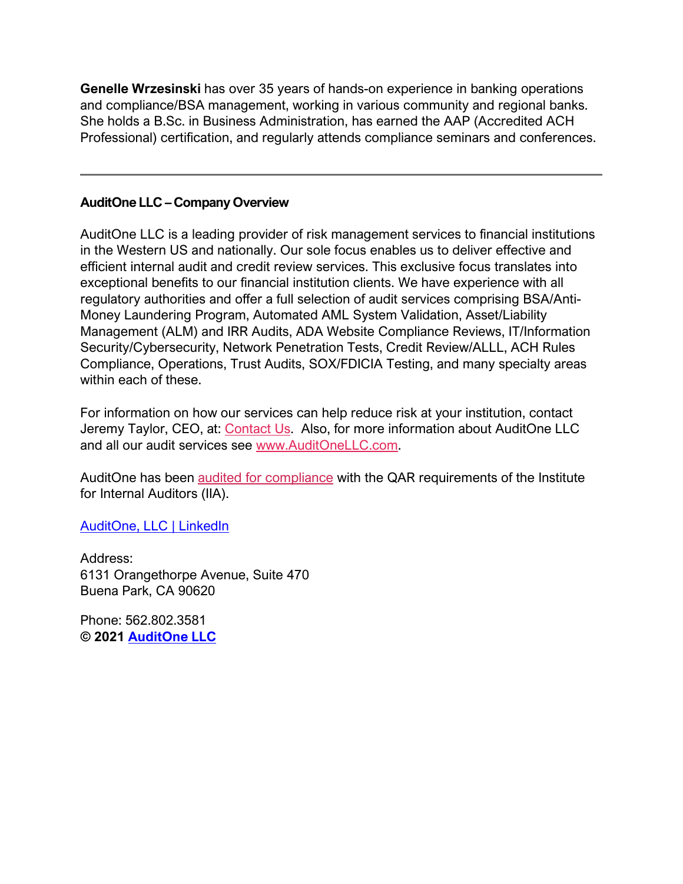**Genelle Wrzesinski** has over 35 years of hands-on experience in banking operations and compliance/BSA management, working in various community and regional banks. She holds a B.Sc. in Business Administration, has earned the AAP (Accredited ACH Professional) certification, and regularly attends compliance seminars and conferences.

---

**AuditOne LLC – Company Overview**

AuditOne LLC is a leading provider of risk management services to financial institutions in the Western US and nationally. Our sole focus enables us to deliver effective and efficient internal audit and credit review services. This exclusive focus translates into exceptional benefits to our financial institution clients. We have experience with all regulatory authorities and offer a full selection of audit services comprising BSA/Anti-Money Laundering Program, Automated AML System Validation, Asset/Liability Management (ALM) and IRR Audits, ADA Website Compliance Reviews, IT/Information Security/Cybersecurity, Network Penetration Tests, Credit Review/ALLL, ACH Rules Compliance, Operations, Trust Audits, SOX/FDICIA Testing, and many specialty areas within each of these.

For information on how our services can help reduce risk at your institution, contact Jeremy Taylor, CEO, at: Contact Us. Also, for more information about AuditOne LLC and all our audit services see www.AuditOneLLC.com.

AuditOne has been audited for compliance with the QAR requirements of the Institute for Internal Auditors (IIA).

AuditOne, LLC | LinkedIn

Address:
6131 Orangethorpe Avenue, Suite 470
Buena Park, CA 90620

Phone: 562.802.3581
**© 2021 AuditOne LLC**